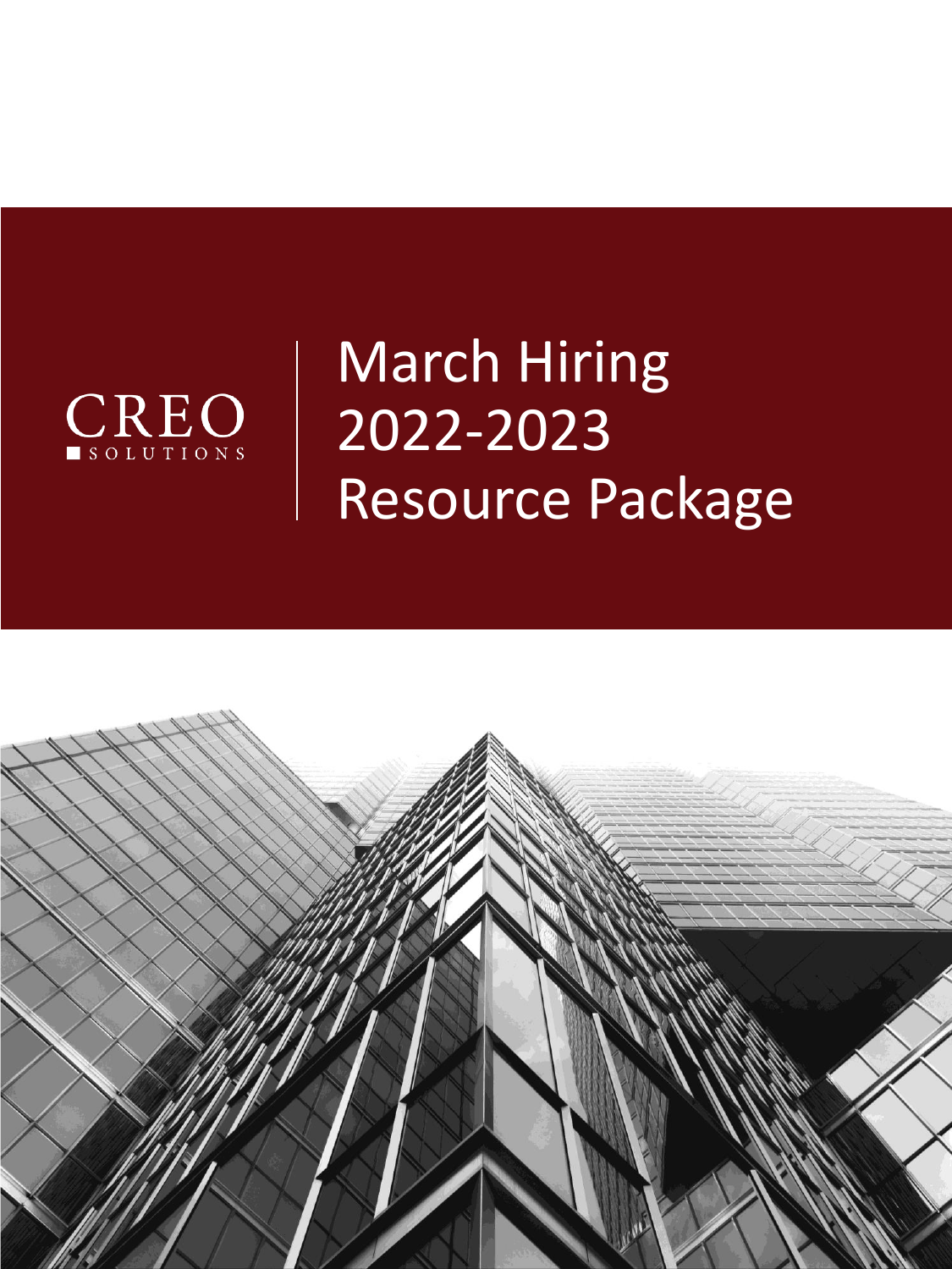CREO SOLUTIONS

# March Hiring 2022-2023 Resource Package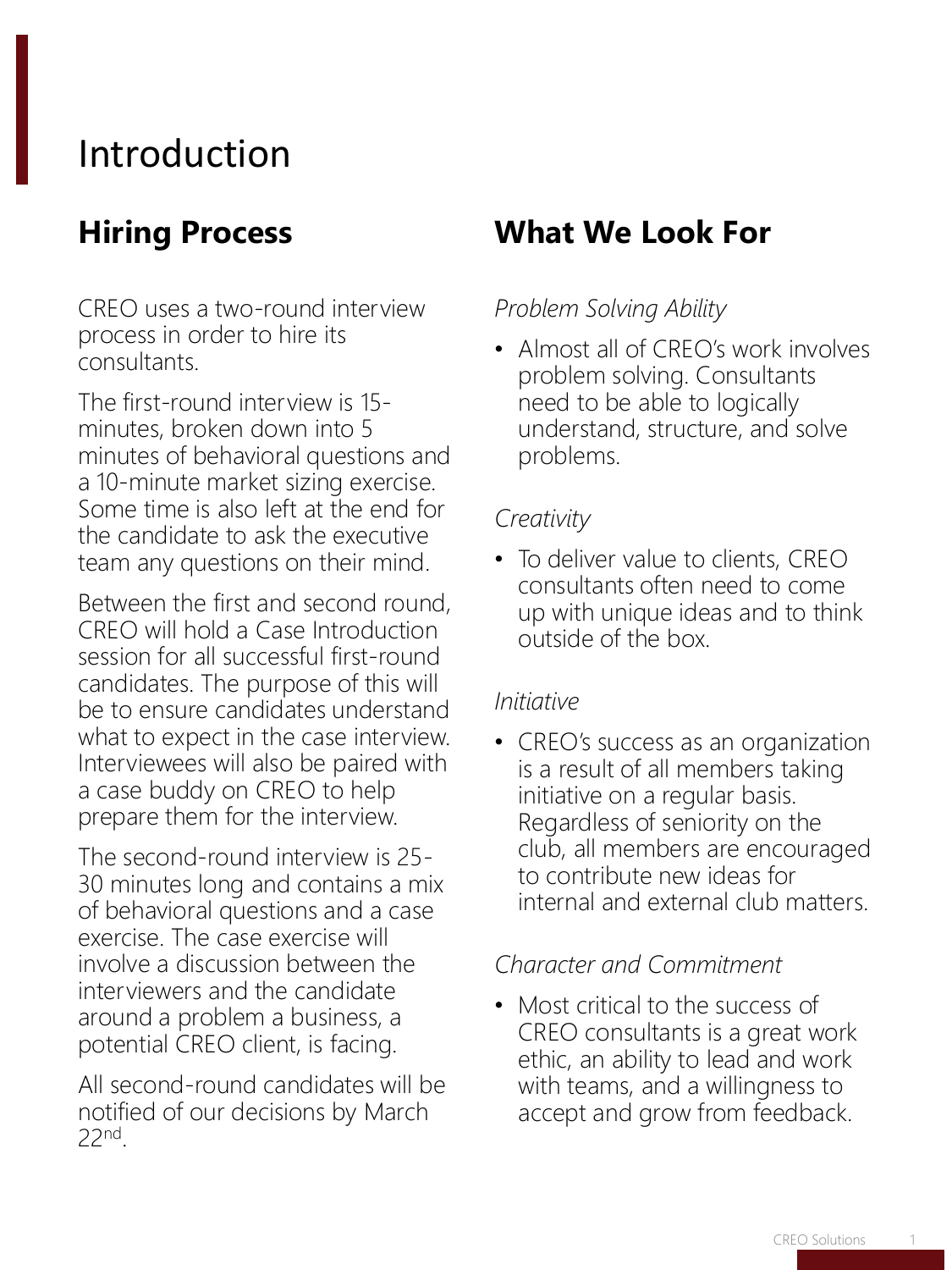# Introduction

## Hiring Process

CREO uses a two-round interview process in order to hire its consultants.

The first-round interview is 15-minutes, broken down into 5 minutes of behavioral questions and a 10-minute market sizing exercise. Some time is also left at the end for the candidate to ask the executive team any questions on their mind.

Between the first and second round, CREO will hold a Case Introduction session for all successful first-round candidates. The purpose of this will be to ensure candidates understand what to expect in the case interview. Interviewees will also be paired with a case buddy on CREO to help prepare them for the interview.

The second-round interview is 25-30 minutes long and contains a mix of behavioral questions and a case exercise. The case exercise will involve a discussion between the interviewers and the candidate around a problem a business, a potential CREO client, is facing.

All second-round candidates will be notified of our decisions by March 22nd.

## What We Look For

*Problem Solving Ability*

- Almost all of CREO's work involves problem solving. Consultants need to be able to logically understand, structure, and solve problems.

*Creativity*

- To deliver value to clients, CREO consultants often need to come up with unique ideas and to think outside of the box.

*Initiative*

- CREO's success as an organization is a result of all members taking initiative on a regular basis. Regardless of seniority on the club, all members are encouraged to contribute new ideas for internal and external club matters.

*Character and Commitment*

- Most critical to the success of CREO consultants is a great work ethic, an ability to lead and work with teams, and a willingness to accept and grow from feedback.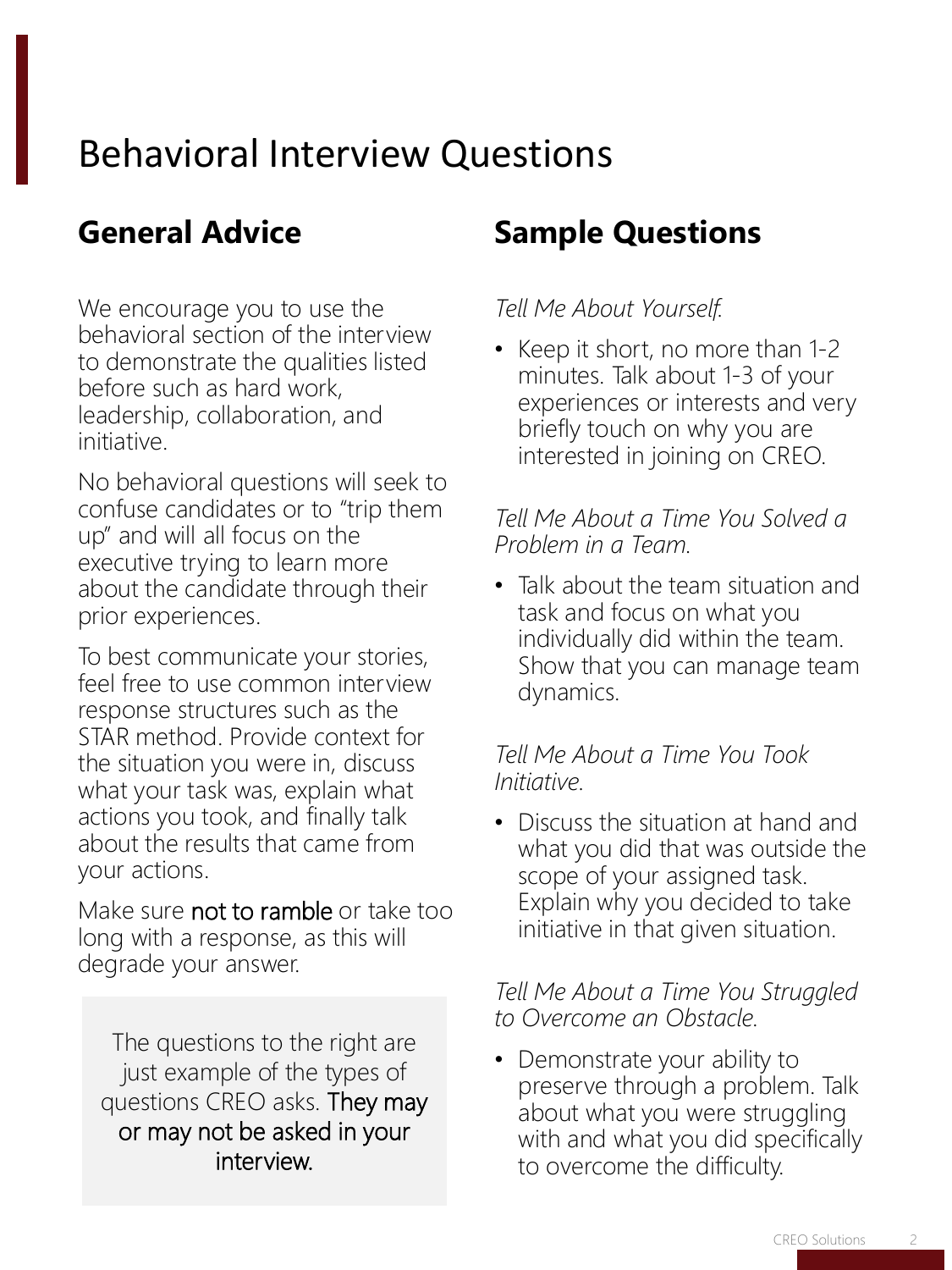# Behavioral Interview Questions

## General Advice

We encourage you to use the behavioral section of the interview to demonstrate the qualities listed before such as hard work, leadership, collaboration, and initiative.

No behavioral questions will seek to confuse candidates or to "trip them up" and will all focus on the executive trying to learn more about the candidate through their prior experiences.

To best communicate your stories, feel free to use common interview response structures such as the STAR method. Provide context for the situation you were in, discuss what your task was, explain what actions you took, and finally talk about the results that came from your actions.

Make sure not to ramble or take too long with a response, as this will degrade your answer.

> The questions to the right are just example of the types of questions CREO asks. They may or may not be asked in your interview.

## Sample Questions

*Tell Me About Yourself.*

- Keep it short, no more than 1-2 minutes. Talk about 1-3 of your experiences or interests and very briefly touch on why you are interested in joining on CREO.

*Tell Me About a Time You Solved a Problem in a Team.*

- Talk about the team situation and task and focus on what you individually did within the team. Show that you can manage team dynamics.

*Tell Me About a Time You Took Initiative.*

- Discuss the situation at hand and what you did that was outside the scope of your assigned task. Explain why you decided to take initiative in that given situation.

*Tell Me About a Time You Struggled to Overcome an Obstacle.*

- Demonstrate your ability to preserve through a problem. Talk about what you were struggling with and what you did specifically to overcome the difficulty.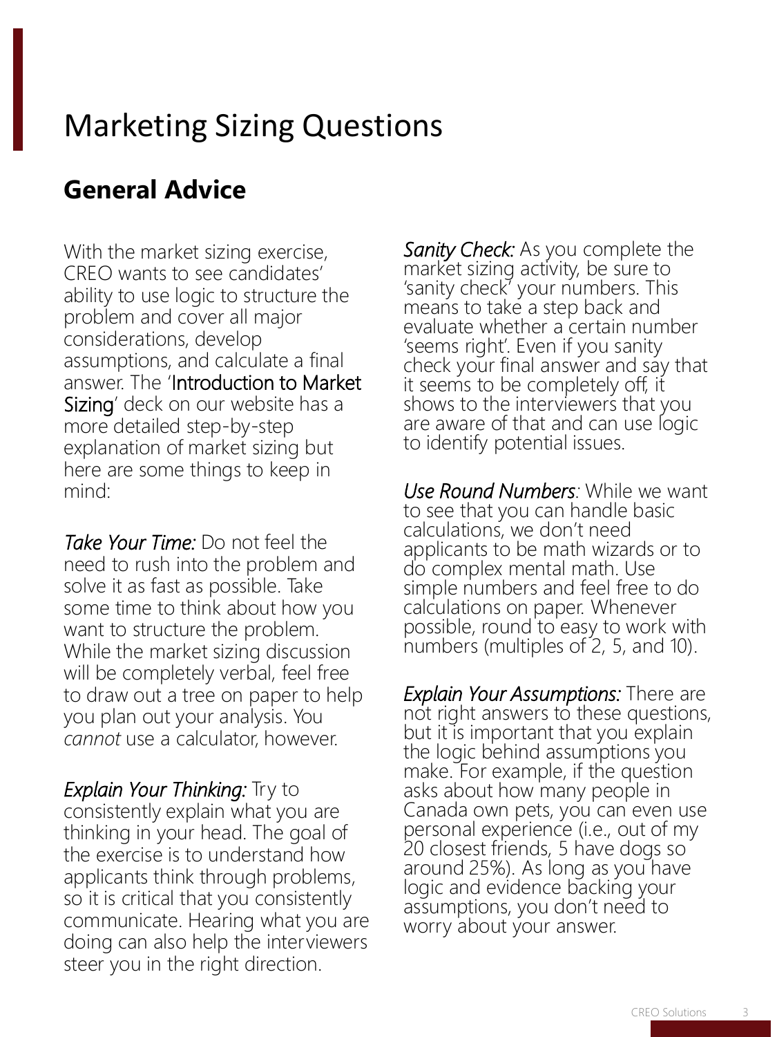# Marketing Sizing Questions

## General Advice

With the market sizing exercise, CREO wants to see candidates' ability to use logic to structure the problem and cover all major considerations, develop assumptions, and calculate a final answer. The 'Introduction to Market Sizing' deck on our website has a more detailed step-by-step explanation of market sizing but here are some things to keep in mind:

*Take Your Time:* Do not feel the need to rush into the problem and solve it as fast as possible. Take some time to think about how you want to structure the problem. While the market sizing discussion will be completely verbal, feel free to draw out a tree on paper to help you plan out your analysis. You *cannot* use a calculator, however.

*Explain Your Thinking:* Try to consistently explain what you are thinking in your head. The goal of the exercise is to understand how applicants think through problems, so it is critical that you consistently communicate. Hearing what you are doing can also help the interviewers steer you in the right direction.

*Sanity Check:* As you complete the market sizing activity, be sure to 'sanity check' your numbers. This means to take a step back and evaluate whether a certain number 'seems right'. Even if you sanity check your final answer and say that it seems to be completely off, it shows to the interviewers that you are aware of that and can use logic to identify potential issues.

*Use Round Numbers:* While we want to see that you can handle basic calculations, we don't need applicants to be math wizards or to do complex mental math. Use simple numbers and feel free to do calculations on paper. Whenever possible, round to easy to work with numbers (multiples of 2, 5, and 10).

*Explain Your Assumptions:* There are not right answers to these questions, but it is important that you explain the logic behind assumptions you make. For example, if the question asks about how many people in Canada own pets, you can even use personal experience (i.e., out of my 20 closest friends, 5 have dogs so around 25%). As long as you have logic and evidence backing your assumptions, you don't need to worry about your answer.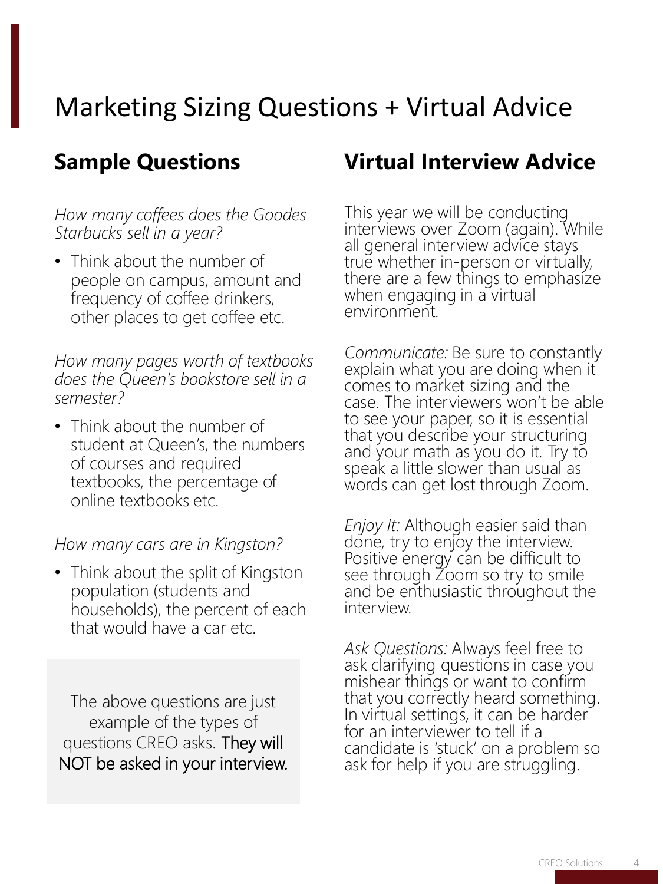# Marketing Sizing Questions + Virtual Advice

## Sample Questions

*How many coffees does the Goodes Starbucks sell in a year?*

- Think about the number of people on campus, amount and frequency of coffee drinkers, other places to get coffee etc.

*How many pages worth of textbooks does the Queen's bookstore sell in a semester?*

- Think about the number of student at Queen's, the numbers of courses and required textbooks, the percentage of online textbooks etc.

*How many cars are in Kingston?*

- Think about the split of Kingston population (students and households), the percent of each that would have a car etc.

The above questions are just example of the types of questions CREO asks. They will NOT be asked in your interview.

## Virtual Interview Advice

This year we will be conducting interviews over Zoom (again). While all general interview advice stays true whether in-person or virtually, there are a few things to emphasize when engaging in a virtual environment.

*Communicate:* Be sure to constantly explain what you are doing when it comes to market sizing and the case. The interviewers won't be able to see your paper, so it is essential that you describe your structuring and your math as you do it. Try to speak a little slower than usual as words can get lost through Zoom.

*Enjoy It:* Although easier said than done, try to enjoy the interview. Positive energy can be difficult to see through Zoom so try to smile and be enthusiastic throughout the interview.

*Ask Questions:* Always feel free to ask clarifying questions in case you mishear things or want to confirm that you correctly heard something. In virtual settings, it can be harder for an interviewer to tell if a candidate is 'stuck' on a problem so ask for help if you are struggling.